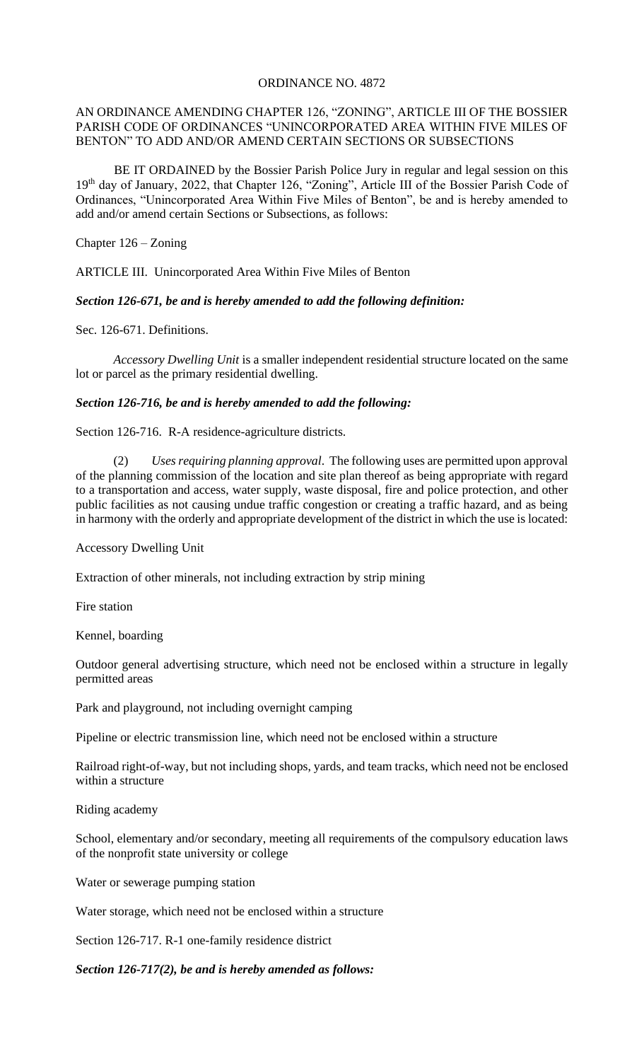# ORDINANCE NO. 4872

## AN ORDINANCE AMENDING CHAPTER 126, "ZONING", ARTICLE III OF THE BOSSIER PARISH CODE OF ORDINANCES "UNINCORPORATED AREA WITHIN FIVE MILES OF BENTON" TO ADD AND/OR AMEND CERTAIN SECTIONS OR SUBSECTIONS

BE IT ORDAINED by the Bossier Parish Police Jury in regular and legal session on this 19th day of January, 2022, that Chapter 126, "Zoning", Article III of the Bossier Parish Code of Ordinances, "Unincorporated Area Within Five Miles of Benton", be and is hereby amended to add and/or amend certain Sections or Subsections, as follows:

Chapter 126 – Zoning

ARTICLE III. Unincorporated Area Within Five Miles of Benton

***Section 126-671, be and is hereby amended to add the following definition:***

Sec. 126-671. Definitions.

*Accessory Dwelling Unit* is a smaller independent residential structure located on the same lot or parcel as the primary residential dwelling.

***Section 126-716, be and is hereby amended to add the following:***

Section 126-716. R-A residence-agriculture districts.

(2) *Uses requiring planning approval*. The following uses are permitted upon approval of the planning commission of the location and site plan thereof as being appropriate with regard to a transportation and access, water supply, waste disposal, fire and police protection, and other public facilities as not causing undue traffic congestion or creating a traffic hazard, and as being in harmony with the orderly and appropriate development of the district in which the use is located:

Accessory Dwelling Unit

Extraction of other minerals, not including extraction by strip mining

Fire station

Kennel, boarding

Outdoor general advertising structure, which need not be enclosed within a structure in legally permitted areas

Park and playground, not including overnight camping

Pipeline or electric transmission line, which need not be enclosed within a structure

Railroad right-of-way, but not including shops, yards, and team tracks, which need not be enclosed within a structure

Riding academy

School, elementary and/or secondary, meeting all requirements of the compulsory education laws of the nonprofit state university or college

Water or sewerage pumping station

Water storage, which need not be enclosed within a structure

Section 126-717. R-1 one-family residence district

***Section 126-717(2), be and is hereby amended as follows:***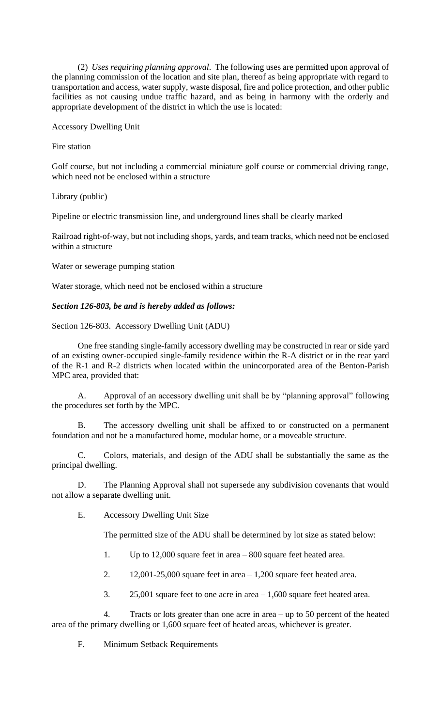(2) *Uses requiring planning approval*. The following uses are permitted upon approval of the planning commission of the location and site plan, thereof as being appropriate with regard to transportation and access, water supply, waste disposal, fire and police protection, and other public facilities as not causing undue traffic hazard, and as being in harmony with the orderly and appropriate development of the district in which the use is located:

Accessory Dwelling Unit

Fire station

Golf course, but not including a commercial miniature golf course or commercial driving range, which need not be enclosed within a structure

Library (public)

Pipeline or electric transmission line, and underground lines shall be clearly marked

Railroad right-of-way, but not including shops, yards, and team tracks, which need not be enclosed within a structure

Water or sewerage pumping station

Water storage, which need not be enclosed within a structure

***Section 126-803, be and is hereby added as follows:***

Section 126-803. Accessory Dwelling Unit (ADU)

One free standing single-family accessory dwelling may be constructed in rear or side yard of an existing owner-occupied single-family residence within the R-A district or in the rear yard of the R-1 and R-2 districts when located within the unincorporated area of the Benton-Parish MPC area, provided that:

A. Approval of an accessory dwelling unit shall be by "planning approval" following the procedures set forth by the MPC.

B. The accessory dwelling unit shall be affixed to or constructed on a permanent foundation and not be a manufactured home, modular home, or a moveable structure.

C. Colors, materials, and design of the ADU shall be substantially the same as the principal dwelling.

D. The Planning Approval shall not supersede any subdivision covenants that would not allow a separate dwelling unit.

E. Accessory Dwelling Unit Size

The permitted size of the ADU shall be determined by lot size as stated below:

1. Up to 12,000 square feet in area – 800 square feet heated area.

2. 12,001-25,000 square feet in area – 1,200 square feet heated area.

3. 25,001 square feet to one acre in area – 1,600 square feet heated area.

4. Tracts or lots greater than one acre in area – up to 50 percent of the heated area of the primary dwelling or 1,600 square feet of heated areas, whichever is greater.

F. Minimum Setback Requirements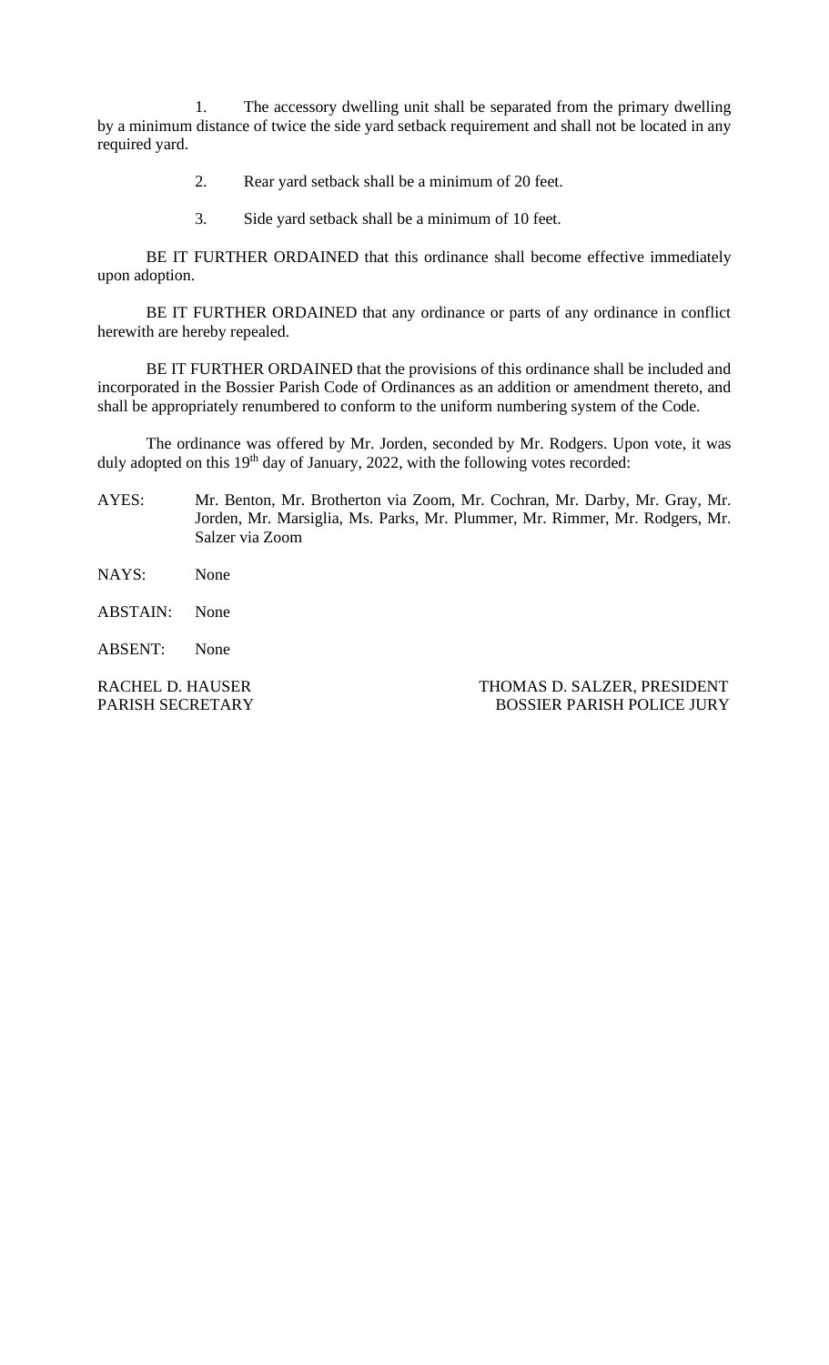1. The accessory dwelling unit shall be separated from the primary dwelling by a minimum distance of twice the side yard setback requirement and shall not be located in any required yard.

2. Rear yard setback shall be a minimum of 20 feet.

3. Side yard setback shall be a minimum of 10 feet.

BE IT FURTHER ORDAINED that this ordinance shall become effective immediately upon adoption.

BE IT FURTHER ORDAINED that any ordinance or parts of any ordinance in conflict herewith are hereby repealed.

BE IT FURTHER ORDAINED that the provisions of this ordinance shall be included and incorporated in the Bossier Parish Code of Ordinances as an addition or amendment thereto, and shall be appropriately renumbered to conform to the uniform numbering system of the Code.

The ordinance was offered by Mr. Jorden, seconded by Mr. Rodgers. Upon vote, it was duly adopted on this 19th day of January, 2022, with the following votes recorded:

AYES: Mr. Benton, Mr. Brotherton via Zoom, Mr. Cochran, Mr. Darby, Mr. Gray, Mr. Jorden, Mr. Marsiglia, Ms. Parks, Mr. Plummer, Mr. Rimmer, Mr. Rodgers, Mr. Salzer via Zoom

NAYS: None

ABSTAIN: None

ABSENT: None

RACHEL D. HAUSER
PARISH SECRETARY

THOMAS D. SALZER, PRESIDENT
BOSSIER PARISH POLICE JURY